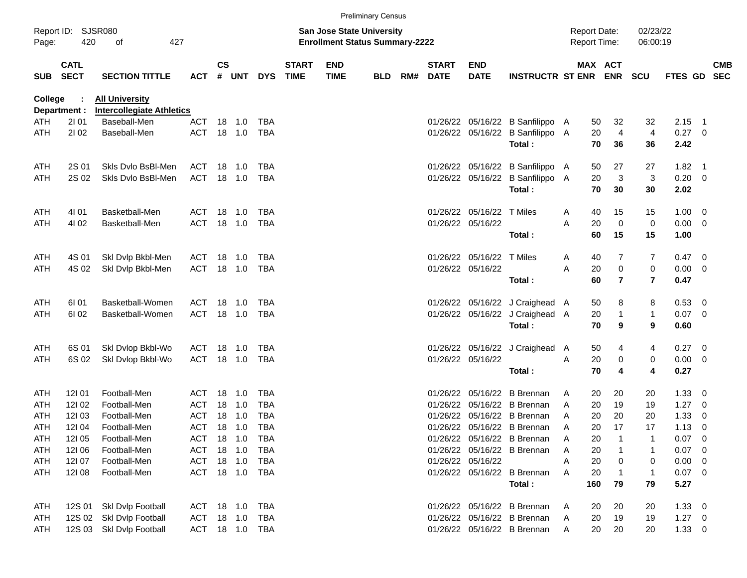Preliminary Census

Report ID: SJSR080

**San Jose State University**
**Enrollment Status Summary-2222**

Report Date: 02/23/22
Report Time: 06:00:19

**College : All University**
**Department : Intercollegiate Athletics**

| SUB | CATL SECT | SECTION TITTLE | ACT | CS # | UNT | DYS | START TIME | END TIME | BLD | RM# | START DATE | END DATE | INSTRUCTR | ST | MAX ENR | ACT ENR | SCU | FTES | GD | CMB SEC |
|---|---|---|---|---|---|---|---|---|---|---|---|---|---|---|---|---|---|---|---|---|
| ATH | 2I 01 | Baseball-Men | ACT | 18 | 1.0 | TBA | | | | | 01/26/22 | 05/16/22 | B Sanfilippo | A | 50 | 32 | 32 | 2.15 | 1 | |
| ATH | 2I 02 | Baseball-Men | ACT | 18 | 1.0 | TBA | | | | | 01/26/22 | 05/16/22 | B Sanfilippo | A | 20 | 4 | 4 | 0.27 | 0 | |
| | | | | | | | | | | | | | **Total :** | | **70** | **36** | **36** | **2.42** | | |
| ATH | 2S 01 | Skls Dvlo BsBl-Men | ACT | 18 | 1.0 | TBA | | | | | 01/26/22 | 05/16/22 | B Sanfilippo | A | 50 | 27 | 27 | 1.82 | 1 | |
| ATH | 2S 02 | Skls Dvlo BsBl-Men | ACT | 18 | 1.0 | TBA | | | | | 01/26/22 | 05/16/22 | B Sanfilippo | A | 20 | 3 | 3 | 0.20 | 0 | |
| | | | | | | | | | | | | | **Total :** | | **70** | **30** | **30** | **2.02** | | |
| ATH | 4I 01 | Basketball-Men | ACT | 18 | 1.0 | TBA | | | | | 01/26/22 | 05/16/22 | T Miles | A | 40 | 15 | 15 | 1.00 | 0 | |
| ATH | 4I 02 | Basketball-Men | ACT | 18 | 1.0 | TBA | | | | | 01/26/22 | 05/16/22 | | A | 20 | 0 | 0 | 0.00 | 0 | |
| | | | | | | | | | | | | | **Total :** | | **60** | **15** | **15** | **1.00** | | |
| ATH | 4S 01 | Skl Dvlp Bkbl-Men | ACT | 18 | 1.0 | TBA | | | | | 01/26/22 | 05/16/22 | T Miles | A | 40 | 7 | 7 | 0.47 | 0 | |
| ATH | 4S 02 | Skl Dvlp Bkbl-Men | ACT | 18 | 1.0 | TBA | | | | | 01/26/22 | 05/16/22 | | A | 20 | 0 | 0 | 0.00 | 0 | |
| | | | | | | | | | | | | | **Total :** | | **60** | **7** | **7** | **0.47** | | |
| ATH | 6I 01 | Basketball-Women | ACT | 18 | 1.0 | TBA | | | | | 01/26/22 | 05/16/22 | J Craighead | A | 50 | 8 | 8 | 0.53 | 0 | |
| ATH | 6I 02 | Basketball-Women | ACT | 18 | 1.0 | TBA | | | | | 01/26/22 | 05/16/22 | J Craighead | A | 20 | 1 | 1 | 0.07 | 0 | |
| | | | | | | | | | | | | | **Total :** | | **70** | **9** | **9** | **0.60** | | |
| ATH | 6S 01 | Skl Dvlop Bkbl-Wo | ACT | 18 | 1.0 | TBA | | | | | 01/26/22 | 05/16/22 | J Craighead | A | 50 | 4 | 4 | 0.27 | 0 | |
| ATH | 6S 02 | Skl Dvlop Bkbl-Wo | ACT | 18 | 1.0 | TBA | | | | | 01/26/22 | 05/16/22 | | A | 20 | 0 | 0 | 0.00 | 0 | |
| | | | | | | | | | | | | | **Total :** | | **70** | **4** | **4** | **0.27** | | |
| ATH | 12I 01 | Football-Men | ACT | 18 | 1.0 | TBA | | | | | 01/26/22 | 05/16/22 | B Brennan | A | 20 | 20 | 20 | 1.33 | 0 | |
| ATH | 12I 02 | Football-Men | ACT | 18 | 1.0 | TBA | | | | | 01/26/22 | 05/16/22 | B Brennan | A | 20 | 19 | 19 | 1.27 | 0 | |
| ATH | 12I 03 | Football-Men | ACT | 18 | 1.0 | TBA | | | | | 01/26/22 | 05/16/22 | B Brennan | A | 20 | 20 | 20 | 1.33 | 0 | |
| ATH | 12I 04 | Football-Men | ACT | 18 | 1.0 | TBA | | | | | 01/26/22 | 05/16/22 | B Brennan | A | 20 | 17 | 17 | 1.13 | 0 | |
| ATH | 12I 05 | Football-Men | ACT | 18 | 1.0 | TBA | | | | | 01/26/22 | 05/16/22 | B Brennan | A | 20 | 1 | 1 | 0.07 | 0 | |
| ATH | 12I 06 | Football-Men | ACT | 18 | 1.0 | TBA | | | | | 01/26/22 | 05/16/22 | B Brennan | A | 20 | 1 | 1 | 0.07 | 0 | |
| ATH | 12I 07 | Football-Men | ACT | 18 | 1.0 | TBA | | | | | 01/26/22 | 05/16/22 | | A | 20 | 0 | 0 | 0.00 | 0 | |
| ATH | 12I 08 | Football-Men | ACT | 18 | 1.0 | TBA | | | | | 01/26/22 | 05/16/22 | B Brennan | A | 20 | 1 | 1 | 0.07 | 0 | |
| | | | | | | | | | | | | | **Total :** | | **160** | **79** | **79** | **5.27** | | |
| ATH | 12S 01 | Skl Dvlp Football | ACT | 18 | 1.0 | TBA | | | | | 01/26/22 | 05/16/22 | B Brennan | A | 20 | 20 | 20 | 1.33 | 0 | |
| ATH | 12S 02 | Skl Dvlp Football | ACT | 18 | 1.0 | TBA | | | | | 01/26/22 | 05/16/22 | B Brennan | A | 20 | 19 | 19 | 1.27 | 0 | |
| ATH | 12S 03 | Skl Dvlp Football | ACT | 18 | 1.0 | TBA | | | | | 01/26/22 | 05/16/22 | B Brennan | A | 20 | 20 | 20 | 1.33 | 0 | |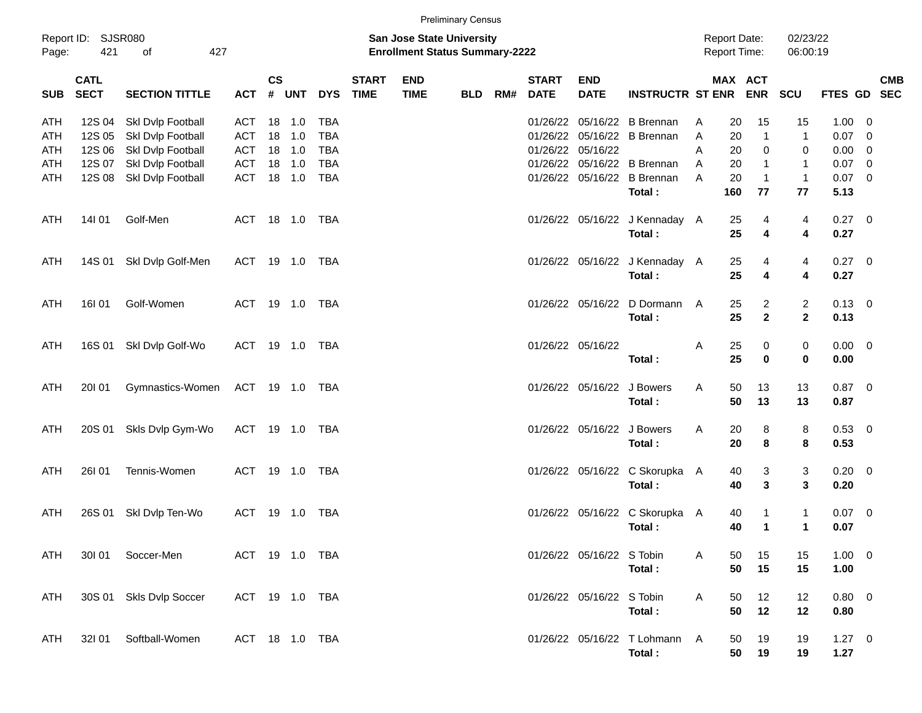Preliminary Census

Report ID: SJSR080

**San Jose State University**
**Enrollment Status Summary-2222**

Report Date: 02/23/22
Report Time: 06:00:19

| SUB | CATL SECT | SECTION TITTLE | ACT | CS # | UNT | DYS | START TIME | END TIME | BLD | RM# | START DATE | END DATE | INSTRUCTR | ST | MAX ENR | ACT ENR | SCU | FTES | GD | CMB SEC |
|---|---|---|---|---|---|---|---|---|---|---|---|---|---|---|---|---|---|---|---|---|
| ATH | 12S 04 | Skl Dvlp Football | ACT | 18 | 1.0 | TBA | | | | | 01/26/22 | 05/16/22 | B Brennan | A | 20 | 15 | 15 | 1.00 | 0 | |
| ATH | 12S 05 | Skl Dvlp Football | ACT | 18 | 1.0 | TBA | | | | | 01/26/22 | 05/16/22 | B Brennan | A | 20 | 1 | 1 | 0.07 | 0 | |
| ATH | 12S 06 | Skl Dvlp Football | ACT | 18 | 1.0 | TBA | | | | | 01/26/22 | 05/16/22 | | A | 20 | 0 | 0 | 0.00 | 0 | |
| ATH | 12S 07 | Skl Dvlp Football | ACT | 18 | 1.0 | TBA | | | | | 01/26/22 | 05/16/22 | B Brennan | A | 20 | 1 | 1 | 0.07 | 0 | |
| ATH | 12S 08 | Skl Dvlp Football | ACT | 18 | 1.0 | TBA | | | | | 01/26/22 | 05/16/22 | B Brennan | A | 20 | 1 | 1 | 0.07 | 0 | |
| | | | | | | | | | | | | | **Total :** | | **160** | **77** | **77** | **5.13** | | |
| ATH | 14I 01 | Golf-Men | ACT | 18 | 1.0 | TBA | | | | | 01/26/22 | 05/16/22 | J Kennaday | A | 25 | 4 | 4 | 0.27 | 0 | |
| | | | | | | | | | | | | | **Total :** | | **25** | **4** | **4** | **0.27** | | |
| ATH | 14S 01 | Skl Dvlp Golf-Men | ACT | 19 | 1.0 | TBA | | | | | 01/26/22 | 05/16/22 | J Kennaday | A | 25 | 4 | 4 | 0.27 | 0 | |
| | | | | | | | | | | | | | **Total :** | | **25** | **4** | **4** | **0.27** | | |
| ATH | 16I 01 | Golf-Women | ACT | 19 | 1.0 | TBA | | | | | 01/26/22 | 05/16/22 | D Dormann | A | 25 | 2 | 2 | 0.13 | 0 | |
| | | | | | | | | | | | | | **Total :** | | **25** | **2** | **2** | **0.13** | | |
| ATH | 16S 01 | Skl Dvlp Golf-Wo | ACT | 19 | 1.0 | TBA | | | | | 01/26/22 | 05/16/22 | | A | 25 | 0 | 0 | 0.00 | 0 | |
| | | | | | | | | | | | | | **Total :** | | **25** | **0** | **0** | **0.00** | | |
| ATH | 20I 01 | Gymnastics-Women | ACT | 19 | 1.0 | TBA | | | | | 01/26/22 | 05/16/22 | J Bowers | A | 50 | 13 | 13 | 0.87 | 0 | |
| | | | | | | | | | | | | | **Total :** | | **50** | **13** | **13** | **0.87** | | |
| ATH | 20S 01 | Skls Dvlp Gym-Wo | ACT | 19 | 1.0 | TBA | | | | | 01/26/22 | 05/16/22 | J Bowers | A | 20 | 8 | 8 | 0.53 | 0 | |
| | | | | | | | | | | | | | **Total :** | | **20** | **8** | **8** | **0.53** | | |
| ATH | 26I 01 | Tennis-Women | ACT | 19 | 1.0 | TBA | | | | | 01/26/22 | 05/16/22 | C Skorupka | A | 40 | 3 | 3 | 0.20 | 0 | |
| | | | | | | | | | | | | | **Total :** | | **40** | **3** | **3** | **0.20** | | |
| ATH | 26S 01 | Skl Dvlp Ten-Wo | ACT | 19 | 1.0 | TBA | | | | | 01/26/22 | 05/16/22 | C Skorupka | A | 40 | 1 | 1 | 0.07 | 0 | |
| | | | | | | | | | | | | | **Total :** | | **40** | **1** | **1** | **0.07** | | |
| ATH | 30I 01 | Soccer-Men | ACT | 19 | 1.0 | TBA | | | | | 01/26/22 | 05/16/22 | S Tobin | A | 50 | 15 | 15 | 1.00 | 0 | |
| | | | | | | | | | | | | | **Total :** | | **50** | **15** | **15** | **1.00** | | |
| ATH | 30S 01 | Skls Dvlp Soccer | ACT | 19 | 1.0 | TBA | | | | | 01/26/22 | 05/16/22 | S Tobin | A | 50 | 12 | 12 | 0.80 | 0 | |
| | | | | | | | | | | | | | **Total :** | | **50** | **12** | **12** | **0.80** | | |
| ATH | 32I 01 | Softball-Women | ACT | 18 | 1.0 | TBA | | | | | 01/26/22 | 05/16/22 | T Lohmann | A | 50 | 19 | 19 | 1.27 | 0 | |
| | | | | | | | | | | | | | **Total :** | | **50** | **19** | **19** | **1.27** | | |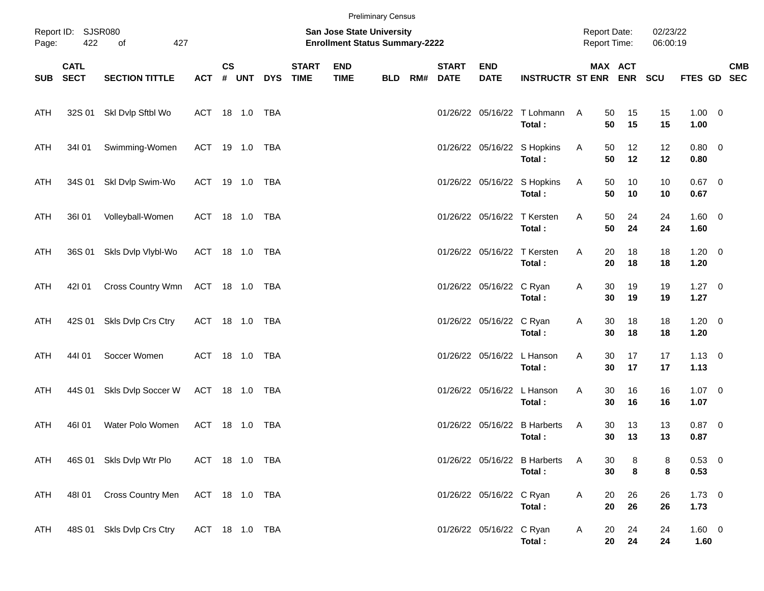Preliminary Census

Report ID: SJSR080

**San Jose State University**
**Enrollment Status Summary-2222**

Report Date: 02/23/22
Report Time: 06:00:19

| SUB | CATL SECT | SECTION TITTLE | ACT | CS # | UNT | DYS | START TIME | END TIME | BLD | RM# | START DATE | END DATE | INSTRUCTR | ST | MAX ENR | ACT ENR | SCU | FTES | GD | CMB SEC |
|---|---|---|---|---|---|---|---|---|---|---|---|---|---|---|---|---|---|---|---|---|
| ATH | 32S 01 | Skl Dvlp Sftbl Wo | ACT | 18 | 1.0 | TBA | | | | | 01/26/22 | 05/16/22 | T Lohmann | A | 50 | 15 | 15 | 1.00 | 0 | |
| | | | | | | | | | | | | | **Total :** | | **50** | **15** | **15** | **1.00** | | |
| ATH | 34I 01 | Swimming-Women | ACT | 19 | 1.0 | TBA | | | | | 01/26/22 | 05/16/22 | S Hopkins | A | 50 | 12 | 12 | 0.80 | 0 | |
| | | | | | | | | | | | | | **Total :** | | **50** | **12** | **12** | **0.80** | | |
| ATH | 34S 01 | Skl Dvlp Swim-Wo | ACT | 19 | 1.0 | TBA | | | | | 01/26/22 | 05/16/22 | S Hopkins | A | 50 | 10 | 10 | 0.67 | 0 | |
| | | | | | | | | | | | | | **Total :** | | **50** | **10** | **10** | **0.67** | | |
| ATH | 36I 01 | Volleyball-Women | ACT | 18 | 1.0 | TBA | | | | | 01/26/22 | 05/16/22 | T Kersten | A | 50 | 24 | 24 | 1.60 | 0 | |
| | | | | | | | | | | | | | **Total :** | | **50** | **24** | **24** | **1.60** | | |
| ATH | 36S 01 | Skls Dvlp Vlybl-Wo | ACT | 18 | 1.0 | TBA | | | | | 01/26/22 | 05/16/22 | T Kersten | A | 20 | 18 | 18 | 1.20 | 0 | |
| | | | | | | | | | | | | | **Total :** | | **20** | **18** | **18** | **1.20** | | |
| ATH | 42I 01 | Cross Country Wmn | ACT | 18 | 1.0 | TBA | | | | | 01/26/22 | 05/16/22 | C Ryan | A | 30 | 19 | 19 | 1.27 | 0 | |
| | | | | | | | | | | | | | **Total :** | | **30** | **19** | **19** | **1.27** | | |
| ATH | 42S 01 | Skls Dvlp Crs Ctry | ACT | 18 | 1.0 | TBA | | | | | 01/26/22 | 05/16/22 | C Ryan | A | 30 | 18 | 18 | 1.20 | 0 | |
| | | | | | | | | | | | | | **Total :** | | **30** | **18** | **18** | **1.20** | | |
| ATH | 44I 01 | Soccer Women | ACT | 18 | 1.0 | TBA | | | | | 01/26/22 | 05/16/22 | L Hanson | A | 30 | 17 | 17 | 1.13 | 0 | |
| | | | | | | | | | | | | | **Total :** | | **30** | **17** | **17** | **1.13** | | |
| ATH | 44S 01 | Skls Dvlp Soccer W | ACT | 18 | 1.0 | TBA | | | | | 01/26/22 | 05/16/22 | L Hanson | A | 30 | 16 | 16 | 1.07 | 0 | |
| | | | | | | | | | | | | | **Total :** | | **30** | **16** | **16** | **1.07** | | |
| ATH | 46I 01 | Water Polo Women | ACT | 18 | 1.0 | TBA | | | | | 01/26/22 | 05/16/22 | B Harberts | A | 30 | 13 | 13 | 0.87 | 0 | |
| | | | | | | | | | | | | | **Total :** | | **30** | **13** | **13** | **0.87** | | |
| ATH | 46S 01 | Skls Dvlp Wtr Plo | ACT | 18 | 1.0 | TBA | | | | | 01/26/22 | 05/16/22 | B Harberts | A | 30 | 8 | 8 | 0.53 | 0 | |
| | | | | | | | | | | | | | **Total :** | | **30** | **8** | **8** | **0.53** | | |
| ATH | 48I 01 | Cross Country Men | ACT | 18 | 1.0 | TBA | | | | | 01/26/22 | 05/16/22 | C Ryan | A | 20 | 26 | 26 | 1.73 | 0 | |
| | | | | | | | | | | | | | **Total :** | | **20** | **26** | **26** | **1.73** | | |
| ATH | 48S 01 | Skls Dvlp Crs Ctry | ACT | 18 | 1.0 | TBA | | | | | 01/26/22 | 05/16/22 | C Ryan | A | 20 | 24 | 24 | 1.60 | 0 | |
| | | | | | | | | | | | | | **Total :** | | **20** | **24** | **24** | **1.60** | | |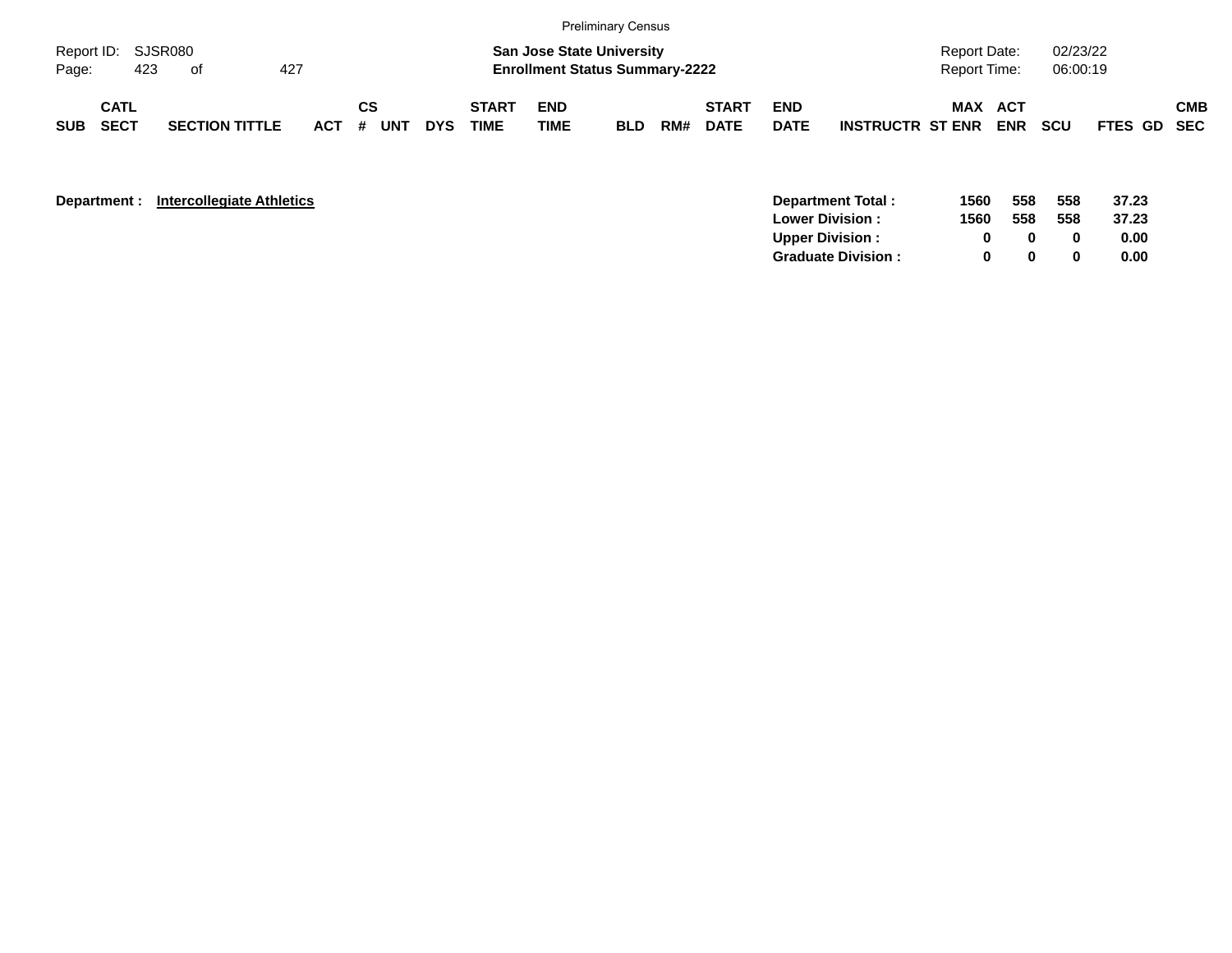Preliminary Census

Report ID: SJSR080

**San Jose State University**
**Enrollment Status Summary-2222**

Report Date: 02/23/22
Report Time: 06:00:19

| SUB | CATL SECT | SECTION TITTLE | ACT | CS # | UNT | DYS | START TIME | END TIME | BLD | RM# | START DATE | END DATE | INSTRUCTR | MAX ST ENR | ACT ENR | SCU | FTES | GD | CMB SEC |
|---|---|---|---|---|---|---|---|---|---|---|---|---|---|---|---|---|---|---|---|

**Department :** **Intercollegiate Athletics**

| | MAX ST ENR | ACT ENR | SCU | FTES |
|---|---|---|---|---|
| **Department Total :** | **1560** | **558** | **558** | **37.23** |
| **Lower Division :** | **1560** | **558** | **558** | **37.23** |
| **Upper Division :** | **0** | **0** | **0** | **0.00** |
| **Graduate Division :** | **0** | **0** | **0** | **0.00** |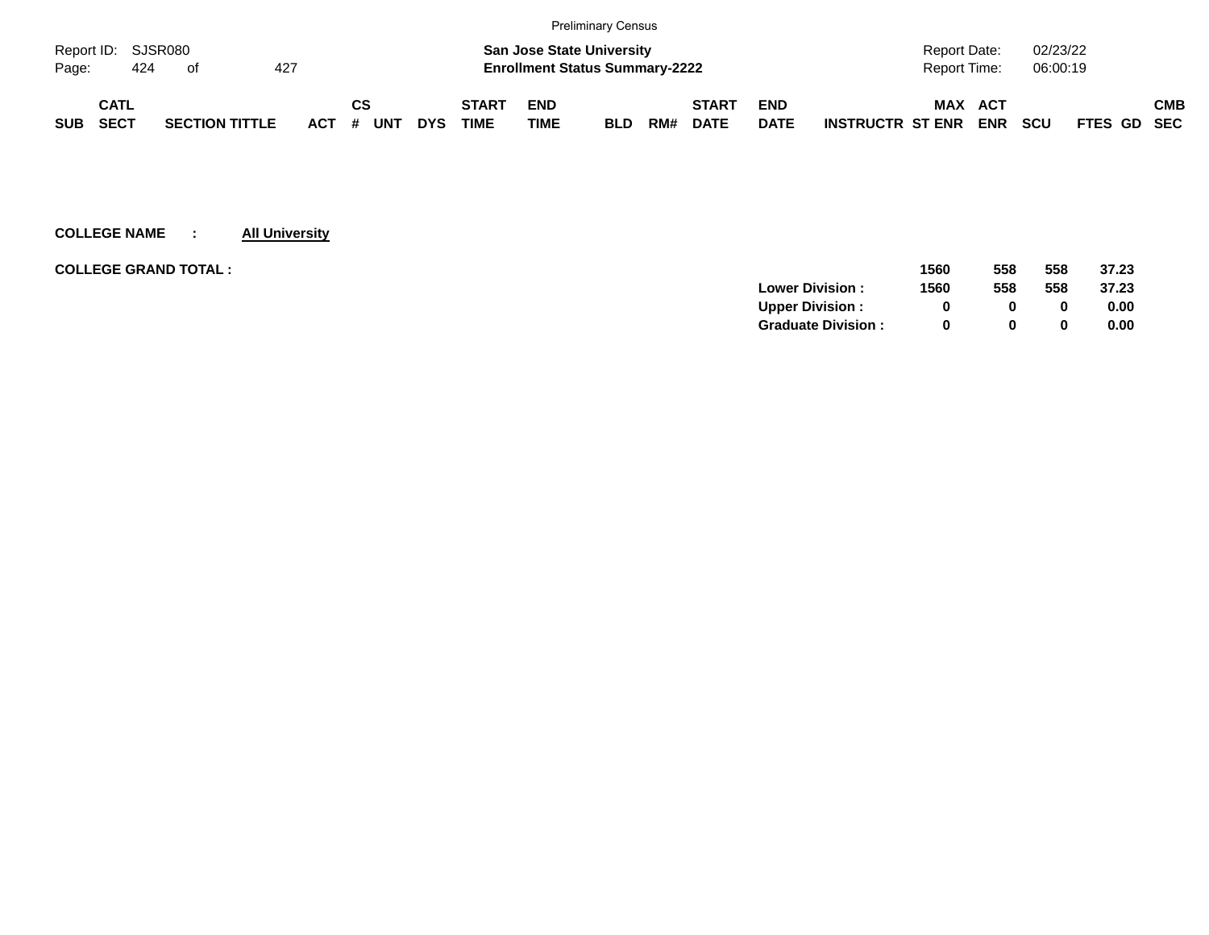Preliminary Census

Report ID: SJSR080

**San Jose State University**
**Enrollment Status Summary-2222**

Report Date: 02/23/22
Report Time: 06:00:19

| SUB | CATL SECT | SECTION TITTLE | ACT | CS # | UNT | DYS | START TIME | END TIME | BLD | RM# | START DATE | END DATE | INSTRUCTR | MAX ST ENR | ACT ENR | SCU | FTES | GD | CMB SEC |
|---|---|---|---|---|---|---|---|---|---|---|---|---|---|---|---|---|---|---|---|

**COLLEGE NAME : All University**

| | | MAX ST ENR | ACT ENR | SCU | FTES |
|---|---|---|---|---|---|
| **COLLEGE GRAND TOTAL :** | | **1560** | **558** | **558** | **37.23** |
| | **Lower Division :** | **1560** | **558** | **558** | **37.23** |
| | **Upper Division :** | **0** | **0** | **0** | **0.00** |
| | **Graduate Division :** | **0** | **0** | **0** | **0.00** |